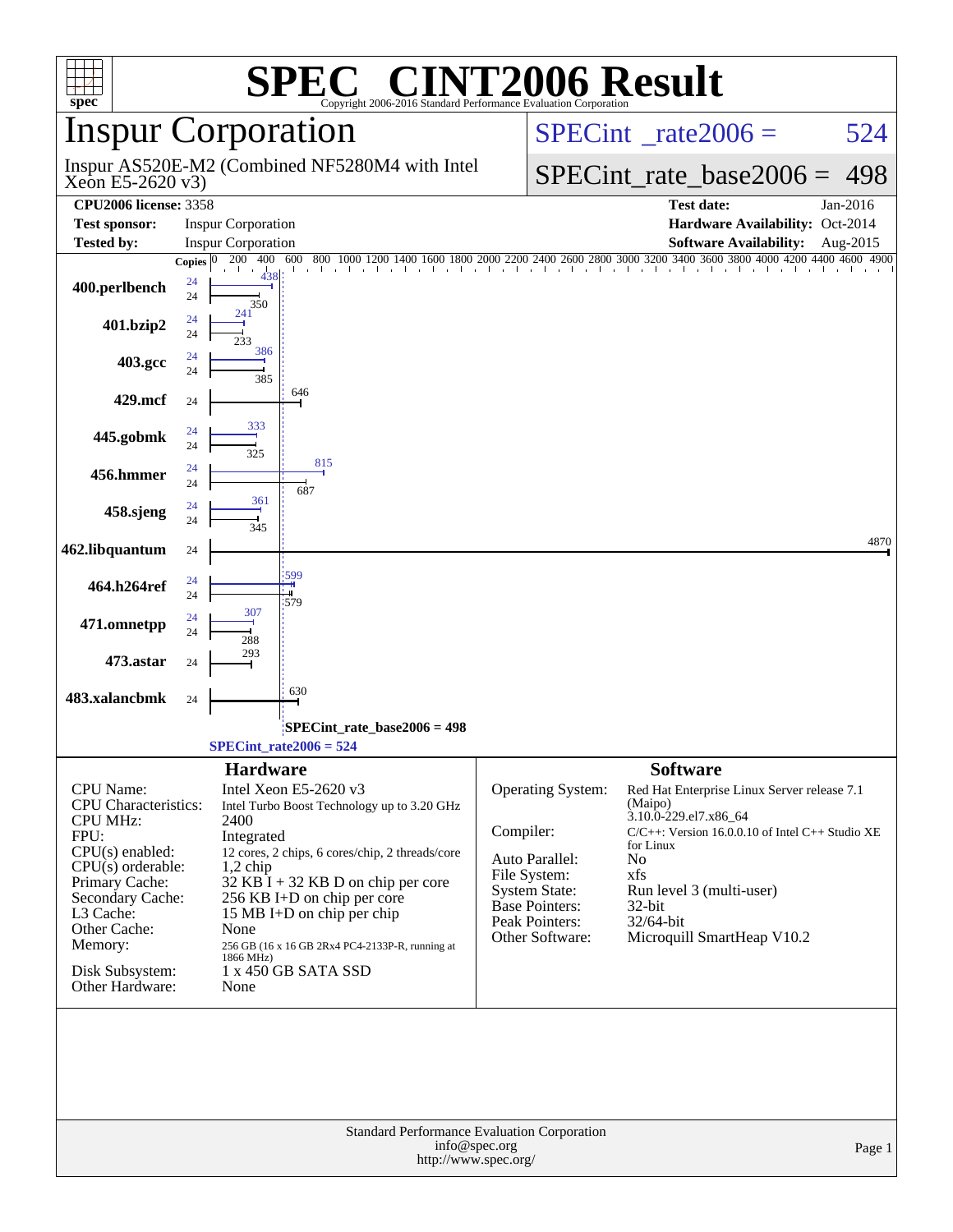# SPEC CINT2006 Result

Copyright 2006-2016 Standard Performance Evaluation Corporation

## Inspur Corporation

Inspur AS520E-M2 (Combined NF5280M4 with Intel Xeon E5-2620 v3)

SPECint_rate2006 = 524

SPECint_rate_base2006 = 498

| | | | |
|---|---|---|---|
| **CPU2006 license:** 3358 | | **Test date:** | Jan-2016 |
| **Test sponsor:** | Inspur Corporation | **Hardware Availability:** | Oct-2014 |
| **Tested by:** | Inspur Corporation | **Software Availability:** | Aug-2015 |

| Benchmark | Copies (peak) | Peak | Copies (base) | Base |
|---|---|---|---|---|
| 400.perlbench | 24 | 438 | 24 | 350 |
| 401.bzip2 | 24 | 241 | 24 | 233 |
| 403.gcc | 24 | 386 | 24 | 385 |
| 429.mcf | | | 24 | 646 |
| 445.gobmk | 24 | 333 | 24 | 325 |
| 456.hmmer | 24 | 815 | 24 | 687 |
| 458.sjeng | 24 | 361 | 24 | 345 |
| 462.libquantum | | | 24 | 4870 |
| 464.h264ref | 24 | 599 | 24 | 579 |
| 471.omnetpp | 24 | 307 | 24 | 288 |
| 473.astar | | | 24 | 293 |
| 483.xalancbmk | | | 24 | 630 |

SPECint_rate_base2006 = 498

SPECint_rate2006 = 524

### Hardware

| | |
|---|---|
| CPU Name: | Intel Xeon E5-2620 v3 |
| CPU Characteristics: | Intel Turbo Boost Technology up to 3.20 GHz |
| CPU MHz: | 2400 |
| FPU: | Integrated |
| CPU(s) enabled: | 12 cores, 2 chips, 6 cores/chip, 2 threads/core |
| CPU(s) orderable: | 1,2 chip |
| Primary Cache: | 32 KB I + 32 KB D on chip per core |
| Secondary Cache: | 256 KB I+D on chip per core |
| L3 Cache: | 15 MB I+D on chip per chip |
| Other Cache: | None |
| Memory: | 256 GB (16 x 16 GB 2Rx4 PC4-2133P-R, running at 1866 MHz) |
| Disk Subsystem: | 1 x 450 GB SATA SSD |
| Other Hardware: | None |

### Software

| | |
|---|---|
| Operating System: | Red Hat Enterprise Linux Server release 7.1 (Maipo) 3.10.0-229.el7.x86_64 |
| Compiler: | C/C++: Version 16.0.0.10 of Intel C++ Studio XE for Linux |
| Auto Parallel: | No |
| File System: | xfs |
| System State: | Run level 3 (multi-user) |
| Base Pointers: | 32-bit |
| Peak Pointers: | 32/64-bit |
| Other Software: | Microquill SmartHeap V10.2 |

Standard Performance Evaluation Corporation
info@spec.org
http://www.spec.org/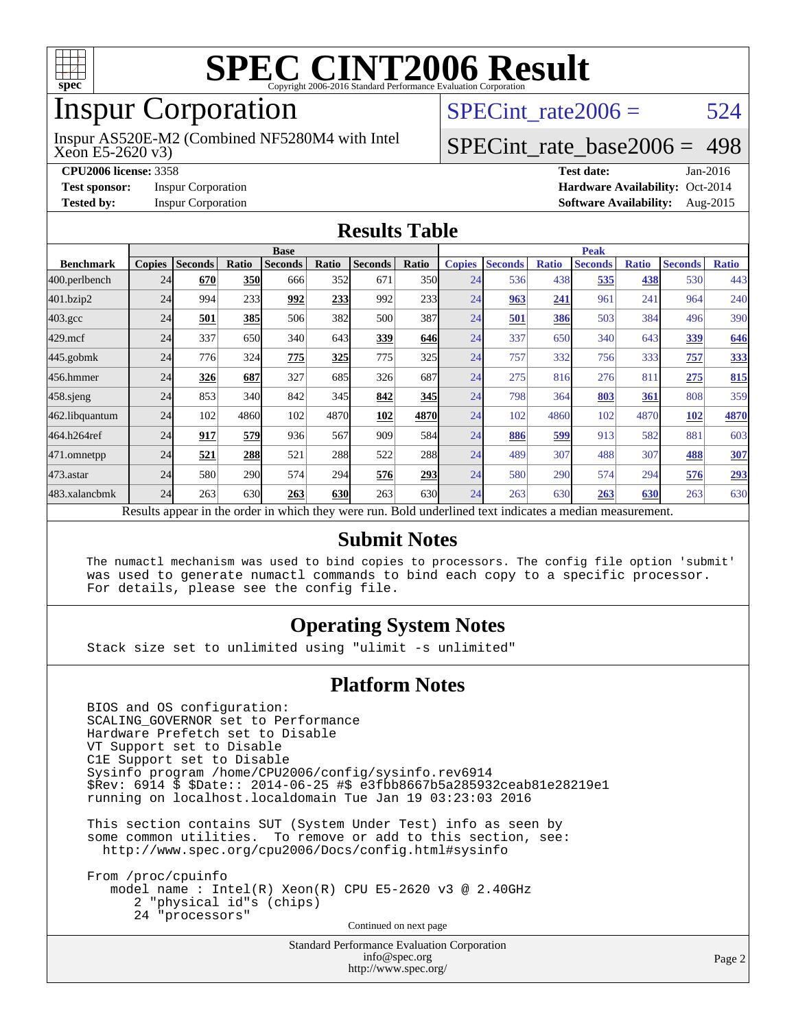# SPEC CINT2006 Result

Copyright 2006-2016 Standard Performance Evaluation Corporation

## Inspur Corporation

Inspur AS520E-M2 (Combined NF5280M4 with Intel Xeon E5-2620 v3)

SPECint_rate2006 = 524

SPECint_rate_base2006 = 498

**CPU2006 license:** 3358
**Test sponsor:** Inspur Corporation
**Tested by:** Inspur Corporation

**Test date:** Jan-2016
**Hardware Availability:** Oct-2014
**Software Availability:** Aug-2015

## Results Table

| | Base | | | | | | | | Peak | | | | | | |
|---|---|---|---|---|---|---|---|---|---|---|---|---|---|---|---|
| **Benchmark** | **Copies** | **Seconds** | **Ratio** | **Seconds** | **Ratio** | **Seconds** | **Ratio** | **Copies** | **Seconds** | **Ratio** | **Seconds** | **Ratio** | **Seconds** | **Ratio** |
| 400.perlbench | 24 | **670** | **350** | 666 | 352 | 671 | 350 | 24 | 536 | 438 | **535** | **438** | 530 | 443 |
| 401.bzip2 | 24 | 994 | 233 | **992** | **233** | 992 | 233 | 24 | **963** | **241** | 961 | 241 | 964 | 240 |
| 403.gcc | 24 | **501** | **385** | 506 | 382 | 500 | 387 | 24 | **501** | **386** | 503 | 384 | 496 | 390 |
| 429.mcf | 24 | 337 | 650 | 340 | 643 | **339** | **646** | 24 | 337 | 650 | 340 | 643 | **339** | **646** |
| 445.gobmk | 24 | 776 | 324 | **775** | **325** | 775 | 325 | 24 | 757 | 332 | 756 | 333 | **757** | **333** |
| 456.hmmer | 24 | **326** | **687** | 327 | 685 | 326 | 687 | 24 | 275 | 816 | 276 | 811 | **275** | **815** |
| 458.sjeng | 24 | 853 | 340 | 842 | 345 | **842** | **345** | 24 | 798 | 364 | **803** | **361** | 808 | 359 |
| 462.libquantum | 24 | 102 | 4860 | 102 | 4870 | **102** | **4870** | 24 | 102 | 4860 | 102 | 4870 | **102** | **4870** |
| 464.h264ref | 24 | **917** | **579** | 936 | 567 | 909 | 584 | 24 | **886** | **599** | 913 | 582 | 881 | 603 |
| 471.omnetpp | 24 | **521** | **288** | 521 | 288 | 522 | 288 | 24 | 489 | 307 | 488 | 307 | **488** | **307** |
| 473.astar | 24 | 580 | 290 | 574 | 294 | **576** | **293** | 24 | 580 | 290 | 574 | 294 | **576** | **293** |
| 483.xalancbmk | 24 | 263 | 630 | **263** | **630** | 263 | 630 | 24 | 263 | 630 | **263** | **630** | 263 | 630 |

Results appear in the order in which they were run. Bold underlined text indicates a median measurement.

## Submit Notes

```
The numactl mechanism was used to bind copies to processors. The config file option 'submit'
was used to generate numactl commands to bind each copy to a specific processor.
For details, please see the config file.
```

## Operating System Notes

```
Stack size set to unlimited using "ulimit -s unlimited"
```

## Platform Notes

```
BIOS and OS configuration:
SCALING_GOVERNOR set to Performance
Hardware Prefetch set to Disable
VT Support set to Disable
C1E Support set to Disable
Sysinfo program /home/CPU2006/config/sysinfo.rev6914
$Rev: 6914 $ $Date:: 2014-06-25 #$ e3fbb8667b5a285932ceab81e28219e1
running on localhost.localdomain Tue Jan 19 03:23:03 2016

This section contains SUT (System Under Test) info as seen by
some common utilities.  To remove or add to this section, see:
  http://www.spec.org/cpu2006/Docs/config.html#sysinfo

From /proc/cpuinfo
   model name : Intel(R) Xeon(R) CPU E5-2620 v3 @ 2.40GHz
      2 "physical id"s (chips)
      24 "processors"
```

Continued on next page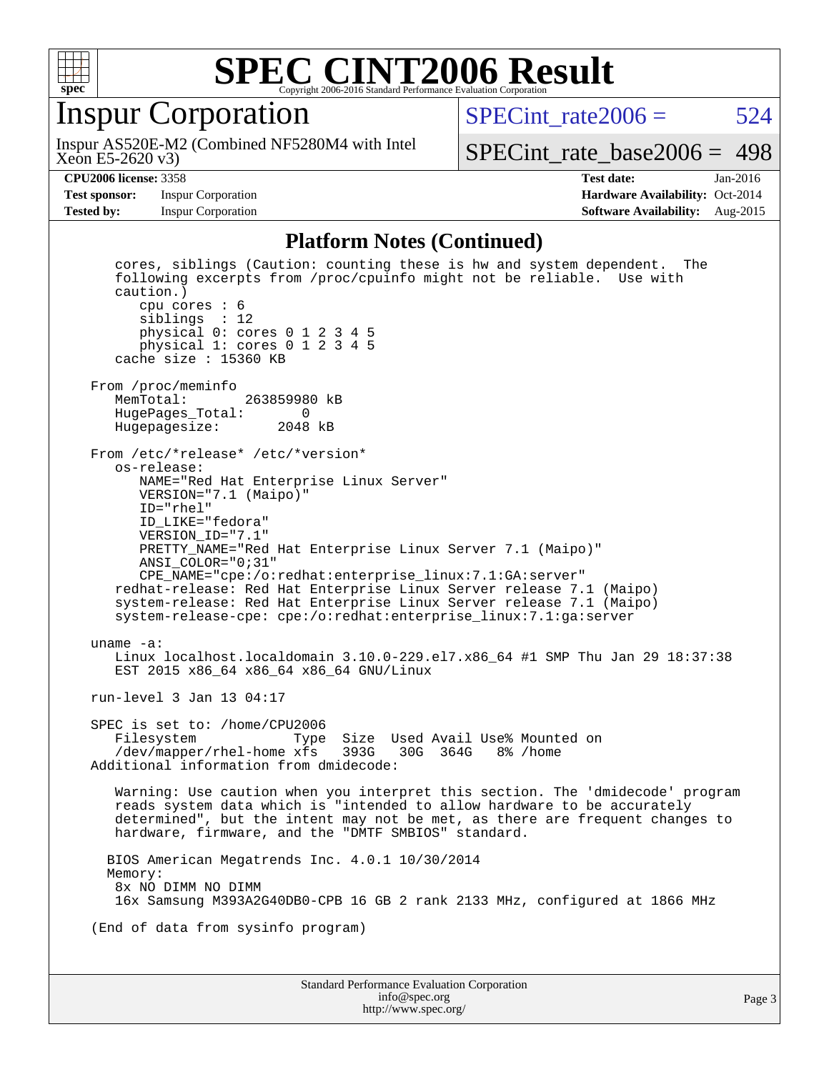## Platform Notes (Continued)

```
   cores, siblings (Caution: counting these is hw and system dependent.  The
   following excerpts from /proc/cpuinfo might not be reliable.  Use with
   caution.)
      cpu cores : 6
      siblings  : 12
      physical 0: cores 0 1 2 3 4 5
      physical 1: cores 0 1 2 3 4 5
   cache size : 15360 KB

From /proc/meminfo
   MemTotal:       263859980 kB
   HugePages_Total:       0
   Hugepagesize:       2048 kB

From /etc/*release* /etc/*version*
   os-release:
      NAME="Red Hat Enterprise Linux Server"
      VERSION="7.1 (Maipo)"
      ID="rhel"
      ID_LIKE="fedora"
      VERSION_ID="7.1"
      PRETTY_NAME="Red Hat Enterprise Linux Server 7.1 (Maipo)"
      ANSI_COLOR="0;31"
      CPE_NAME="cpe:/o:redhat:enterprise_linux:7.1:GA:server"
   redhat-release: Red Hat Enterprise Linux Server release 7.1 (Maipo)
   system-release: Red Hat Enterprise Linux Server release 7.1 (Maipo)
   system-release-cpe: cpe:/o:redhat:enterprise_linux:7.1:ga:server

uname -a:
   Linux localhost.localdomain 3.10.0-229.el7.x86_64 #1 SMP Thu Jan 29 18:37:38
   EST 2015 x86_64 x86_64 x86_64 GNU/Linux

run-level 3 Jan 13 04:17

SPEC is set to: /home/CPU2006
   Filesystem            Type  Size  Used Avail Use% Mounted on
   /dev/mapper/rhel-home xfs   393G   30G  364G   8% /home
Additional information from dmidecode:

   Warning: Use caution when you interpret this section. The 'dmidecode' program
   reads system data which is "intended to allow hardware to be accurately
   determined", but the intent may not be met, as there are frequent changes to
   hardware, firmware, and the "DMTF SMBIOS" standard.

  BIOS American Megatrends Inc. 4.0.1 10/30/2014
  Memory:
   8x NO DIMM NO DIMM
   16x Samsung M393A2G40DB0-CPB 16 GB 2 rank 2133 MHz, configured at 1866 MHz

(End of data from sysinfo program)
```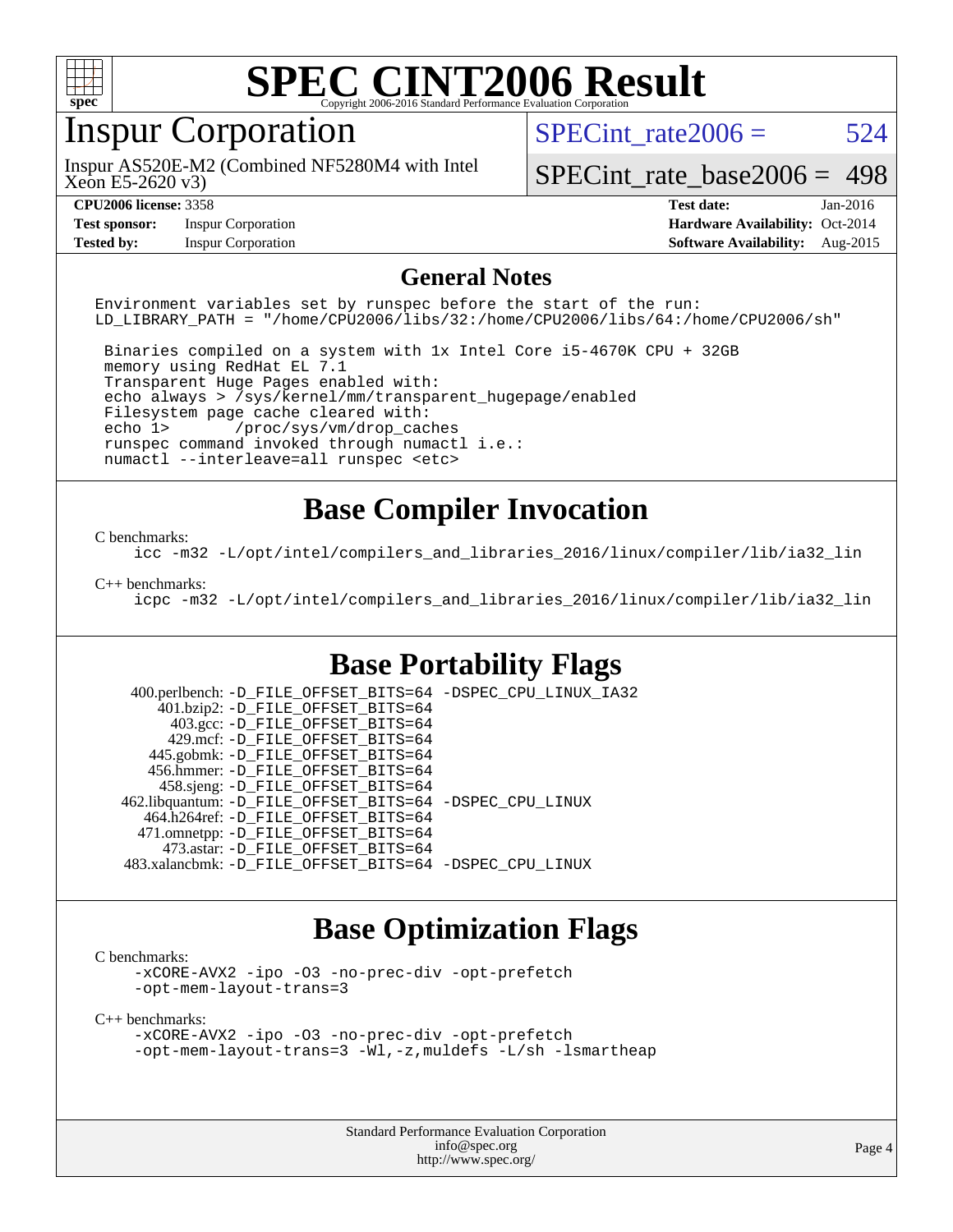# SPEC CINT2006 Result

Copyright 2006-2016 Standard Performance Evaluation Corporation

## Inspur Corporation

Inspur AS520E-M2 (Combined NF5280M4 with Intel Xeon E5-2620 v3)

SPECint_rate2006 = 524

SPECint_rate_base2006 = 498

**CPU2006 license:** 3358
**Test sponsor:** Inspur Corporation
**Tested by:** Inspur Corporation

**Test date:** Jan-2016
**Hardware Availability:** Oct-2014
**Software Availability:** Aug-2015

## General Notes

```
Environment variables set by runspec before the start of the run:
LD_LIBRARY_PATH = "/home/CPU2006/libs/32:/home/CPU2006/libs/64:/home/CPU2006/sh"

 Binaries compiled on a system with 1x Intel Core i5-4670K CPU + 32GB
 memory using RedHat EL 7.1
 Transparent Huge Pages enabled with:
 echo always > /sys/kernel/mm/transparent_hugepage/enabled
 Filesystem page cache cleared with:
 echo 1>       /proc/sys/vm/drop_caches
 runspec command invoked through numactl i.e.:
 numactl --interleave=all runspec <etc>
```

## Base Compiler Invocation

C benchmarks:

```
icc -m32 -L/opt/intel/compilers_and_libraries_2016/linux/compiler/lib/ia32_lin
```

C++ benchmarks:

```
icpc -m32 -L/opt/intel/compilers_and_libraries_2016/linux/compiler/lib/ia32_lin
```

## Base Portability Flags

```
     400.perlbench: -D_FILE_OFFSET_BITS=64 -DSPEC_CPU_LINUX_IA32
         401.bzip2: -D_FILE_OFFSET_BITS=64
           403.gcc: -D_FILE_OFFSET_BITS=64
           429.mcf: -D_FILE_OFFSET_BITS=64
        445.gobmk: -D_FILE_OFFSET_BITS=64
        456.hmmer: -D_FILE_OFFSET_BITS=64
         458.sjeng: -D_FILE_OFFSET_BITS=64
   462.libquantum: -D_FILE_OFFSET_BITS=64 -DSPEC_CPU_LINUX
      464.h264ref: -D_FILE_OFFSET_BITS=64
      471.omnetpp: -D_FILE_OFFSET_BITS=64
         473.astar: -D_FILE_OFFSET_BITS=64
    483.xalancbmk: -D_FILE_OFFSET_BITS=64 -DSPEC_CPU_LINUX
```

## Base Optimization Flags

C benchmarks:

```
-xCORE-AVX2 -ipo -O3 -no-prec-div -opt-prefetch
-opt-mem-layout-trans=3
```

C++ benchmarks:

```
-xCORE-AVX2 -ipo -O3 -no-prec-div -opt-prefetch
-opt-mem-layout-trans=3 -Wl,-z,muldefs -L/sh -lsmartheap
```

Standard Performance Evaluation Corporation
info@spec.org
http://www.spec.org/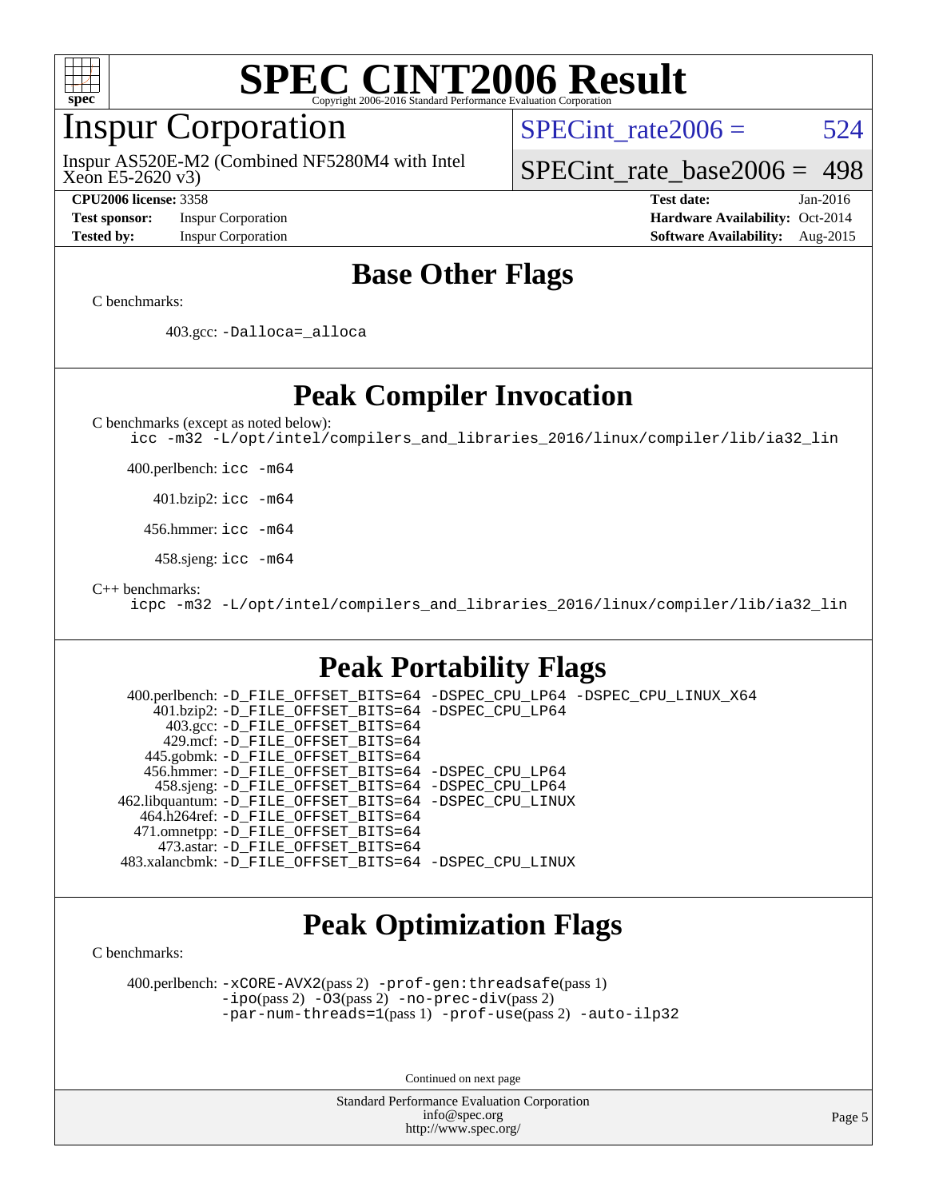# SPEC CINT2006 Result

Copyright 2006-2016 Standard Performance Evaluation Corporation

## Inspur Corporation

Inspur AS520E-M2 (Combined NF5280M4 with Intel Xeon E5-2620 v3)

SPECint_rate2006 = 524

SPECint_rate_base2006 = 498

**CPU2006 license:** 3358
**Test sponsor:** Inspur Corporation
**Tested by:** Inspur Corporation

**Test date:** Jan-2016
**Hardware Availability:** Oct-2014
**Software Availability:** Aug-2015

## Base Other Flags

C benchmarks:

403.gcc: `-Dalloca=_alloca`

## Peak Compiler Invocation

C benchmarks (except as noted below):

```
icc -m32 -L/opt/intel/compilers_and_libraries_2016/linux/compiler/lib/ia32_lin
```

400.perlbench: `icc -m64`

401.bzip2: `icc -m64`

456.hmmer: `icc -m64`

458.sjeng: `icc -m64`

C++ benchmarks:

```
icpc -m32 -L/opt/intel/compilers_and_libraries_2016/linux/compiler/lib/ia32_lin
```

## Peak Portability Flags

400.perlbench: `-D_FILE_OFFSET_BITS=64 -DSPEC_CPU_LP64 -DSPEC_CPU_LINUX_X64`
401.bzip2: `-D_FILE_OFFSET_BITS=64 -DSPEC_CPU_LP64`
403.gcc: `-D_FILE_OFFSET_BITS=64`
429.mcf: `-D_FILE_OFFSET_BITS=64`
445.gobmk: `-D_FILE_OFFSET_BITS=64`
456.hmmer: `-D_FILE_OFFSET_BITS=64 -DSPEC_CPU_LP64`
458.sjeng: `-D_FILE_OFFSET_BITS=64 -DSPEC_CPU_LP64`
462.libquantum: `-D_FILE_OFFSET_BITS=64 -DSPEC_CPU_LINUX`
464.h264ref: `-D_FILE_OFFSET_BITS=64`
471.omnetpp: `-D_FILE_OFFSET_BITS=64`
473.astar: `-D_FILE_OFFSET_BITS=64`
483.xalancbmk: `-D_FILE_OFFSET_BITS=64 -DSPEC_CPU_LINUX`

## Peak Optimization Flags

C benchmarks:

400.perlbench: `-xCORE-AVX2`(pass 2) `-prof-gen:threadsafe`(pass 1) `-ipo`(pass 2) `-O3`(pass 2) `-no-prec-div`(pass 2) `-par-num-threads=1`(pass 1) `-prof-use`(pass 2) `-auto-ilp32`

Continued on next page

Standard Performance Evaluation Corporation
info@spec.org
http://www.spec.org/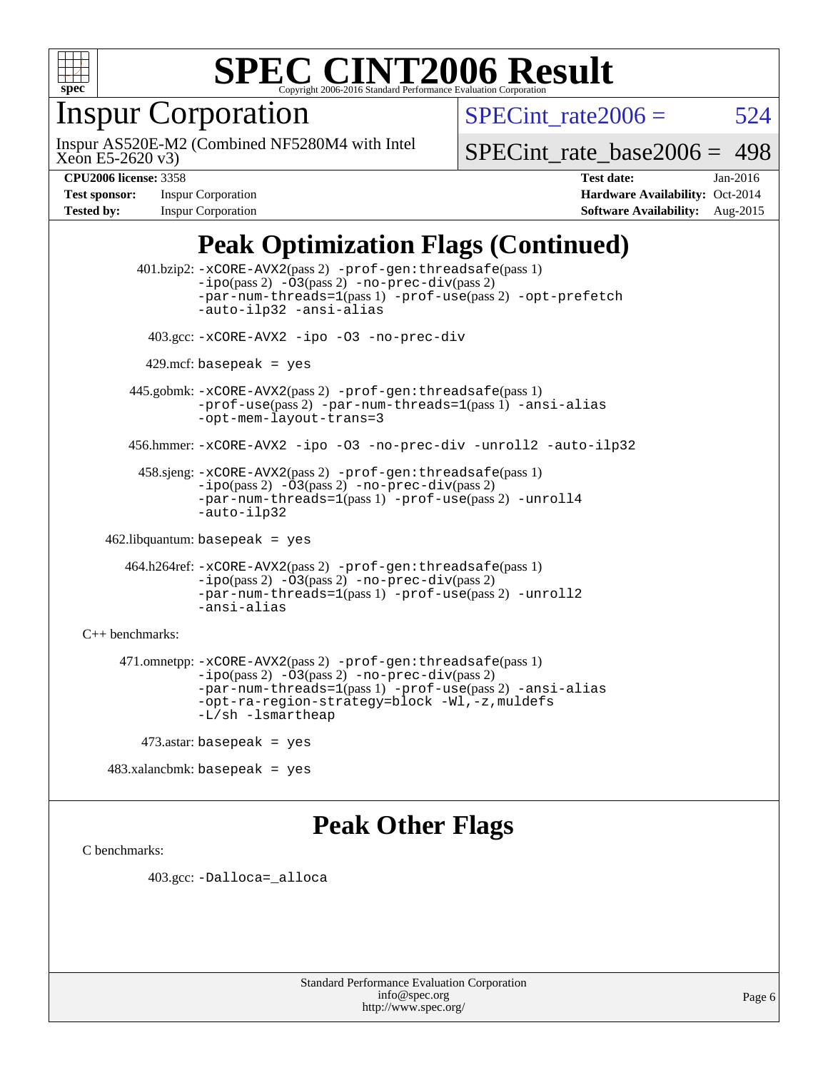# Peak Optimization Flags (Continued)

401.bzip2: -xCORE-AVX2(pass 2) -prof-gen:threadsafe(pass 1) -ipo(pass 2) -O3(pass 2) -no-prec-div(pass 2) -par-num-threads=1(pass 1) -prof-use(pass 2) -opt-prefetch -auto-ilp32 -ansi-alias

403.gcc: -xCORE-AVX2 -ipo -O3 -no-prec-div

429.mcf: basepeak = yes

445.gobmk: -xCORE-AVX2(pass 2) -prof-gen:threadsafe(pass 1) -prof-use(pass 2) -par-num-threads=1(pass 1) -ansi-alias -opt-mem-layout-trans=3

456.hmmer: -xCORE-AVX2 -ipo -O3 -no-prec-div -unroll2 -auto-ilp32

458.sjeng: -xCORE-AVX2(pass 2) -prof-gen:threadsafe(pass 1) -ipo(pass 2) -O3(pass 2) -no-prec-div(pass 2) -par-num-threads=1(pass 1) -prof-use(pass 2) -unroll4 -auto-ilp32

462.libquantum: basepeak = yes

464.h264ref: -xCORE-AVX2(pass 2) -prof-gen:threadsafe(pass 1) -ipo(pass 2) -O3(pass 2) -no-prec-div(pass 2) -par-num-threads=1(pass 1) -prof-use(pass 2) -unroll2 -ansi-alias

C++ benchmarks:

471.omnetpp: -xCORE-AVX2(pass 2) -prof-gen:threadsafe(pass 1) -ipo(pass 2) -O3(pass 2) -no-prec-div(pass 2) -par-num-threads=1(pass 1) -prof-use(pass 2) -ansi-alias -opt-ra-region-strategy=block -Wl,-z,muldefs -L/sh -lsmartheap

473.astar: basepeak = yes

483.xalancbmk: basepeak = yes

# Peak Other Flags

C benchmarks:

403.gcc: -Dalloca=_alloca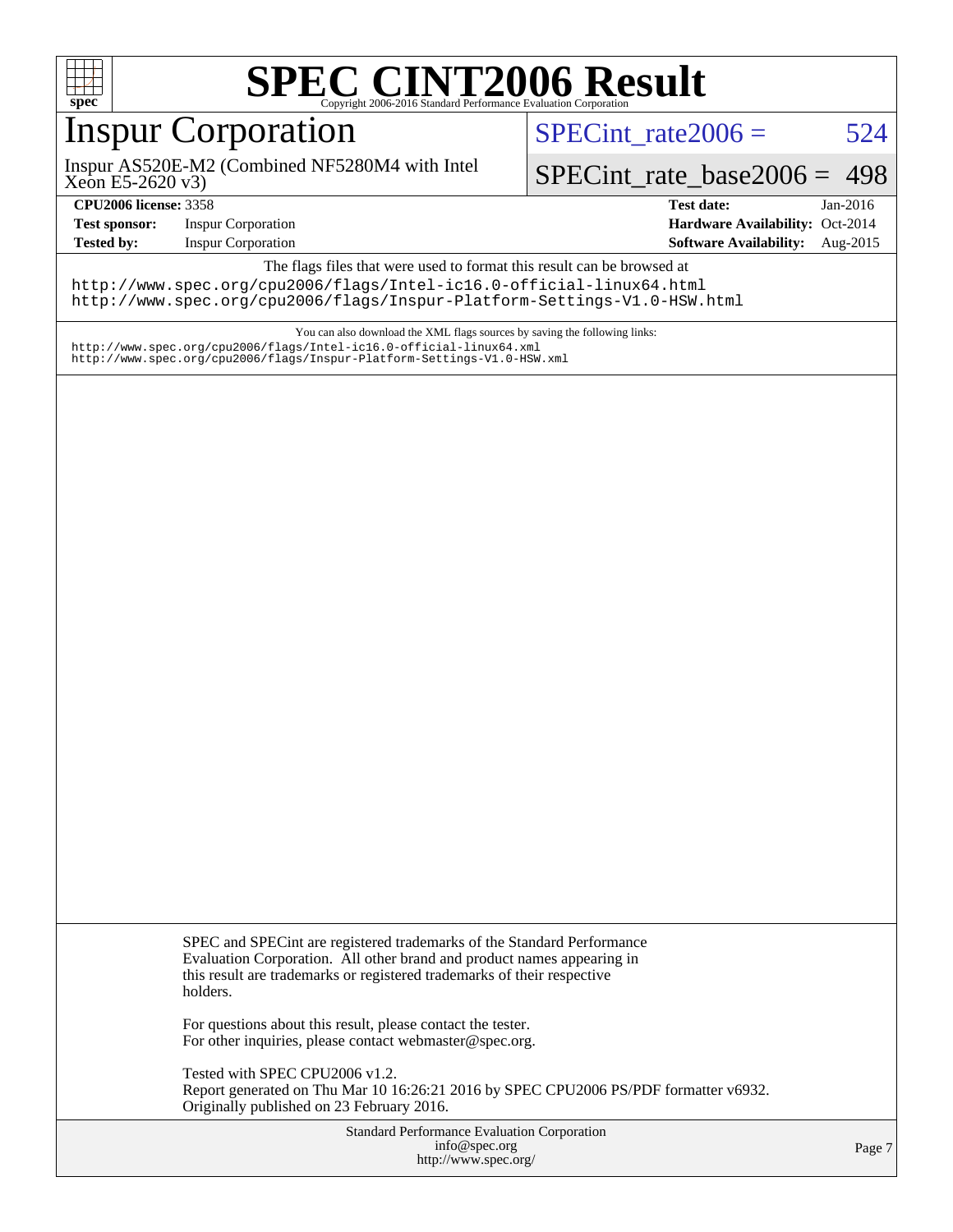# SPEC CINT2006 Result

Copyright 2006-2016 Standard Performance Evaluation Corporation

## Inspur Corporation

Inspur AS520E-M2 (Combined NF5280M4 with Intel Xeon E5-2620 v3)

SPECint_rate2006 = 524

SPECint_rate_base2006 = 498

| | | | |
|---|---|---|---|
| **CPU2006 license:** | 3358 | **Test date:** | Jan-2016 |
| **Test sponsor:** | Inspur Corporation | **Hardware Availability:** | Oct-2014 |
| **Tested by:** | Inspur Corporation | **Software Availability:** | Aug-2015 |

The flags files that were used to format this result can be browsed at

http://www.spec.org/cpu2006/flags/Intel-ic16.0-official-linux64.html
http://www.spec.org/cpu2006/flags/Inspur-Platform-Settings-V1.0-HSW.html

You can also download the XML flags sources by saving the following links:

http://www.spec.org/cpu2006/flags/Intel-ic16.0-official-linux64.xml
http://www.spec.org/cpu2006/flags/Inspur-Platform-Settings-V1.0-HSW.xml

SPEC and SPECint are registered trademarks of the Standard Performance Evaluation Corporation. All other brand and product names appearing in this result are trademarks or registered trademarks of their respective holders.

For questions about this result, please contact the tester.
For other inquiries, please contact webmaster@spec.org.

Tested with SPEC CPU2006 v1.2.
Report generated on Thu Mar 10 16:26:21 2016 by SPEC CPU2006 PS/PDF formatter v6932.
Originally published on 23 February 2016.